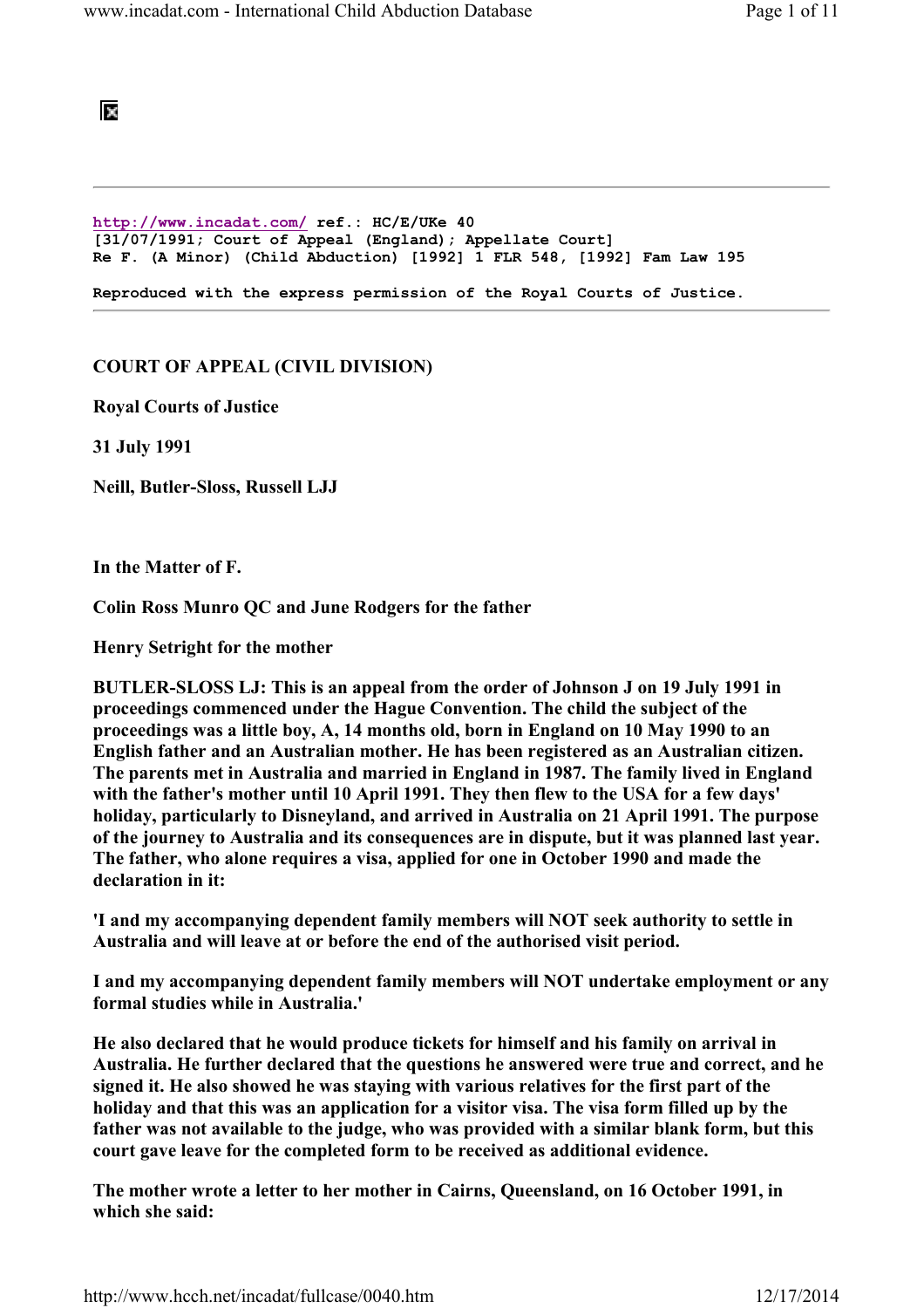http://www.incadat.com/ ref.: HC/E/UKe 40
[31/07/1991; Court of Appeal (England); Appellate Court]
Re F. (A Minor) (Child Abduction) [1992] 1 FLR 548, [1992] Fam Law 195

Reproduced with the express permission of the Royal Courts of Justice.

---

**COURT OF APPEAL (CIVIL DIVISION)**

**Royal Courts of Justice**

**31 July 1991**

**Neill, Butler-Sloss, Russell LJJ**

**In the Matter of F.**

**Colin Ross Munro QC and June Rodgers for the father**

**Henry Setright for the mother**

**BUTLER-SLOSS LJ: This is an appeal from the order of Johnson J on 19 July 1991 in proceedings commenced under the Hague Convention. The child the subject of the proceedings was a little boy, A, 14 months old, born in England on 10 May 1990 to an English father and an Australian mother. He has been registered as an Australian citizen. The parents met in Australia and married in England in 1987. The family lived in England with the father's mother until 10 April 1991. They then flew to the USA for a few days' holiday, particularly to Disneyland, and arrived in Australia on 21 April 1991. The purpose of the journey to Australia and its consequences are in dispute, but it was planned last year. The father, who alone requires a visa, applied for one in October 1990 and made the declaration in it:**

**'I and my accompanying dependent family members will NOT seek authority to settle in Australia and will leave at or before the end of the authorised visit period.**

**I and my accompanying dependent family members will NOT undertake employment or any formal studies while in Australia.'**

**He also declared that he would produce tickets for himself and his family on arrival in Australia. He further declared that the questions he answered were true and correct, and he signed it. He also showed he was staying with various relatives for the first part of the holiday and that this was an application for a visitor visa. The visa form filled up by the father was not available to the judge, who was provided with a similar blank form, but this court gave leave for the completed form to be received as additional evidence.**

**The mother wrote a letter to her mother in Cairns, Queensland, on 16 October 1991, in which she said:**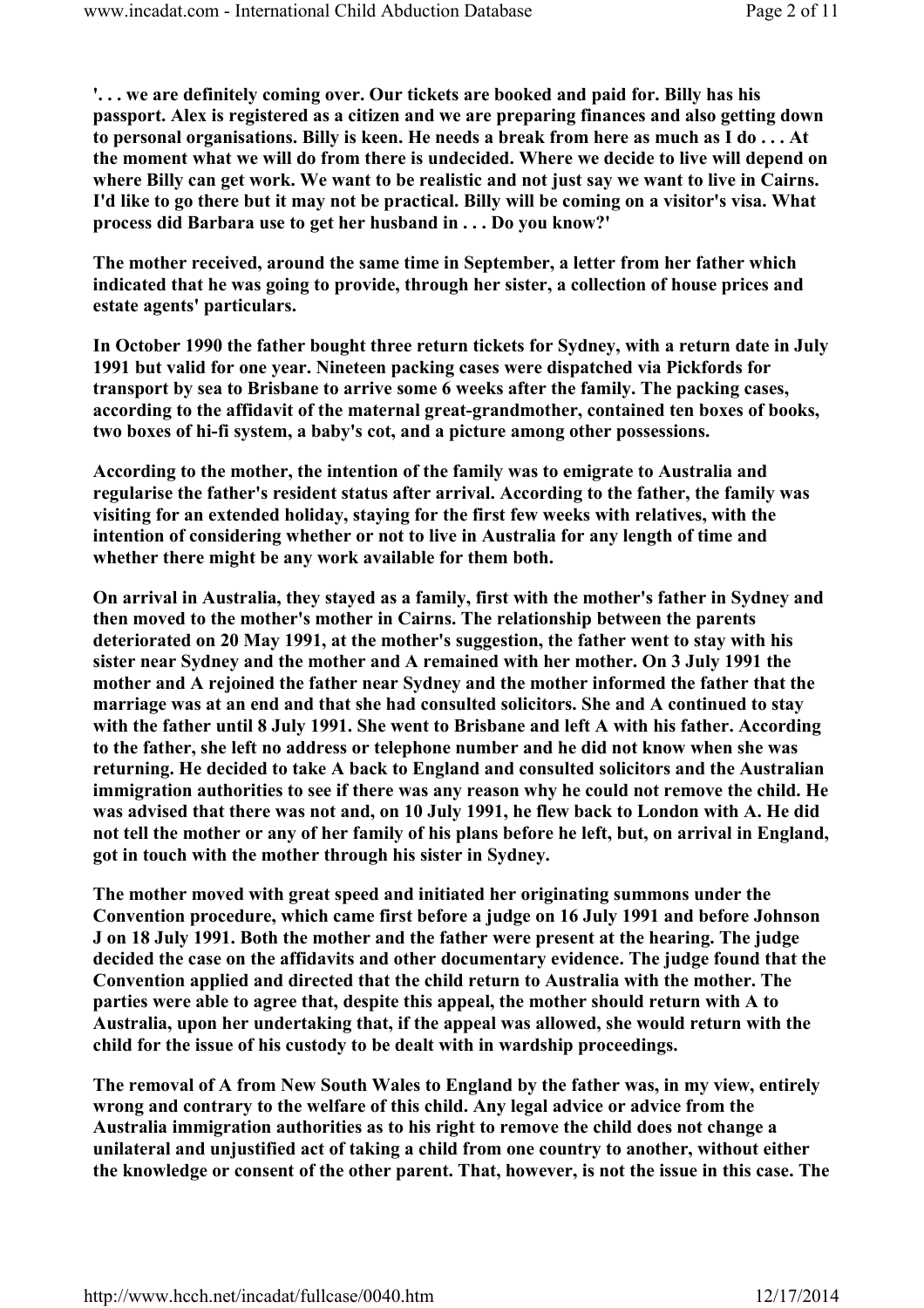**'. . . we are definitely coming over. Our tickets are booked and paid for. Billy has his passport. Alex is registered as a citizen and we are preparing finances and also getting down to personal organisations. Billy is keen. He needs a break from here as much as I do . . . At the moment what we will do from there is undecided. Where we decide to live will depend on where Billy can get work. We want to be realistic and not just say we want to live in Cairns. I'd like to go there but it may not be practical. Billy will be coming on a visitor's visa. What process did Barbara use to get her husband in . . . Do you know?'**

**The mother received, around the same time in September, a letter from her father which indicated that he was going to provide, through her sister, a collection of house prices and estate agents' particulars.**

**In October 1990 the father bought three return tickets for Sydney, with a return date in July 1991 but valid for one year. Nineteen packing cases were dispatched via Pickfords for transport by sea to Brisbane to arrive some 6 weeks after the family. The packing cases, according to the affidavit of the maternal great-grandmother, contained ten boxes of books, two boxes of hi-fi system, a baby's cot, and a picture among other possessions.**

**According to the mother, the intention of the family was to emigrate to Australia and regularise the father's resident status after arrival. According to the father, the family was visiting for an extended holiday, staying for the first few weeks with relatives, with the intention of considering whether or not to live in Australia for any length of time and whether there might be any work available for them both.**

**On arrival in Australia, they stayed as a family, first with the mother's father in Sydney and then moved to the mother's mother in Cairns. The relationship between the parents deteriorated on 20 May 1991, at the mother's suggestion, the father went to stay with his sister near Sydney and the mother and A remained with her mother. On 3 July 1991 the mother and A rejoined the father near Sydney and the mother informed the father that the marriage was at an end and that she had consulted solicitors. She and A continued to stay with the father until 8 July 1991. She went to Brisbane and left A with his father. According to the father, she left no address or telephone number and he did not know when she was returning. He decided to take A back to England and consulted solicitors and the Australian immigration authorities to see if there was any reason why he could not remove the child. He was advised that there was not and, on 10 July 1991, he flew back to London with A. He did not tell the mother or any of her family of his plans before he left, but, on arrival in England, got in touch with the mother through his sister in Sydney.**

**The mother moved with great speed and initiated her originating summons under the Convention procedure, which came first before a judge on 16 July 1991 and before Johnson J on 18 July 1991. Both the mother and the father were present at the hearing. The judge decided the case on the affidavits and other documentary evidence. The judge found that the Convention applied and directed that the child return to Australia with the mother. The parties were able to agree that, despite this appeal, the mother should return with A to Australia, upon her undertaking that, if the appeal was allowed, she would return with the child for the issue of his custody to be dealt with in wardship proceedings.**

**The removal of A from New South Wales to England by the father was, in my view, entirely wrong and contrary to the welfare of this child. Any legal advice or advice from the Australia immigration authorities as to his right to remove the child does not change a unilateral and unjustified act of taking a child from one country to another, without either the knowledge or consent of the other parent. That, however, is not the issue in this case. The**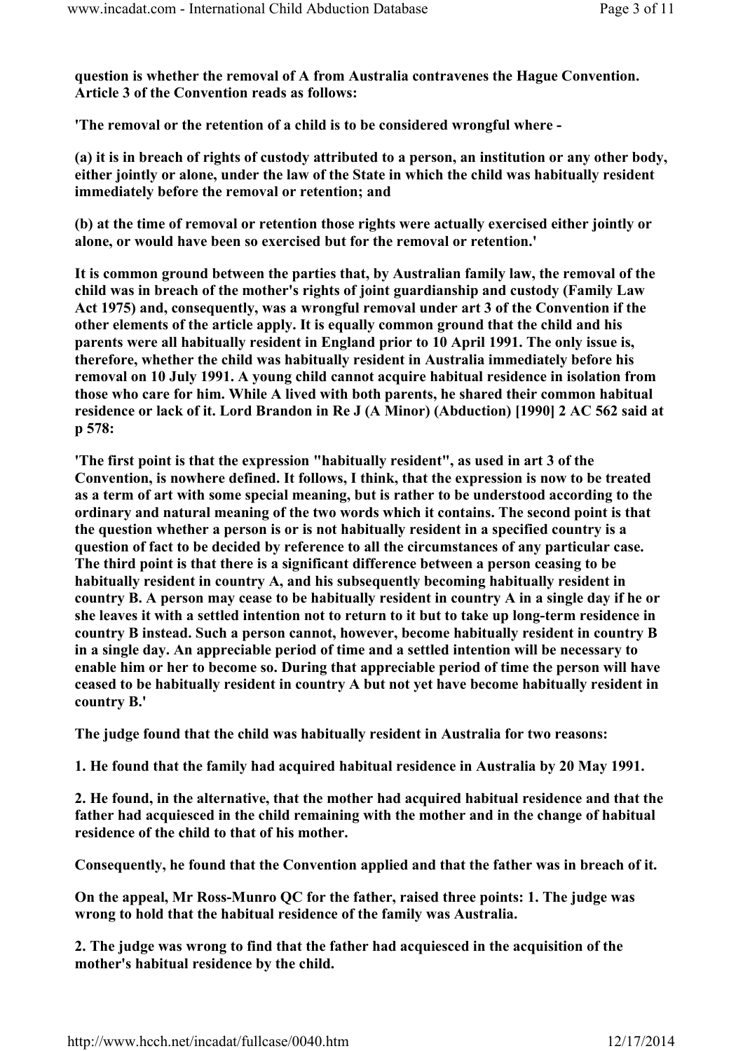**question is whether the removal of A from Australia contravenes the Hague Convention. Article 3 of the Convention reads as follows:**

**'The removal or the retention of a child is to be considered wrongful where -**

**(a) it is in breach of rights of custody attributed to a person, an institution or any other body, either jointly or alone, under the law of the State in which the child was habitually resident immediately before the removal or retention; and**

**(b) at the time of removal or retention those rights were actually exercised either jointly or alone, or would have been so exercised but for the removal or retention.'**

**It is common ground between the parties that, by Australian family law, the removal of the child was in breach of the mother's rights of joint guardianship and custody (Family Law Act 1975) and, consequently, was a wrongful removal under art 3 of the Convention if the other elements of the article apply. It is equally common ground that the child and his parents were all habitually resident in England prior to 10 April 1991. The only issue is, therefore, whether the child was habitually resident in Australia immediately before his removal on 10 July 1991. A young child cannot acquire habitual residence in isolation from those who care for him. While A lived with both parents, he shared their common habitual residence or lack of it. Lord Brandon in Re J (A Minor) (Abduction) [1990] 2 AC 562 said at p 578:**

**'The first point is that the expression "habitually resident", as used in art 3 of the Convention, is nowhere defined. It follows, I think, that the expression is now to be treated as a term of art with some special meaning, but is rather to be understood according to the ordinary and natural meaning of the two words which it contains. The second point is that the question whether a person is or is not habitually resident in a specified country is a question of fact to be decided by reference to all the circumstances of any particular case. The third point is that there is a significant difference between a person ceasing to be habitually resident in country A, and his subsequently becoming habitually resident in country B. A person may cease to be habitually resident in country A in a single day if he or she leaves it with a settled intention not to return to it but to take up long-term residence in country B instead. Such a person cannot, however, become habitually resident in country B in a single day. An appreciable period of time and a settled intention will be necessary to enable him or her to become so. During that appreciable period of time the person will have ceased to be habitually resident in country A but not yet have become habitually resident in country B.'**

**The judge found that the child was habitually resident in Australia for two reasons:**

**1. He found that the family had acquired habitual residence in Australia by 20 May 1991.**

**2. He found, in the alternative, that the mother had acquired habitual residence and that the father had acquiesced in the child remaining with the mother and in the change of habitual residence of the child to that of his mother.**

**Consequently, he found that the Convention applied and that the father was in breach of it.**

**On the appeal, Mr Ross-Munro QC for the father, raised three points: 1. The judge was wrong to hold that the habitual residence of the family was Australia.**

**2. The judge was wrong to find that the father had acquiesced in the acquisition of the mother's habitual residence by the child.**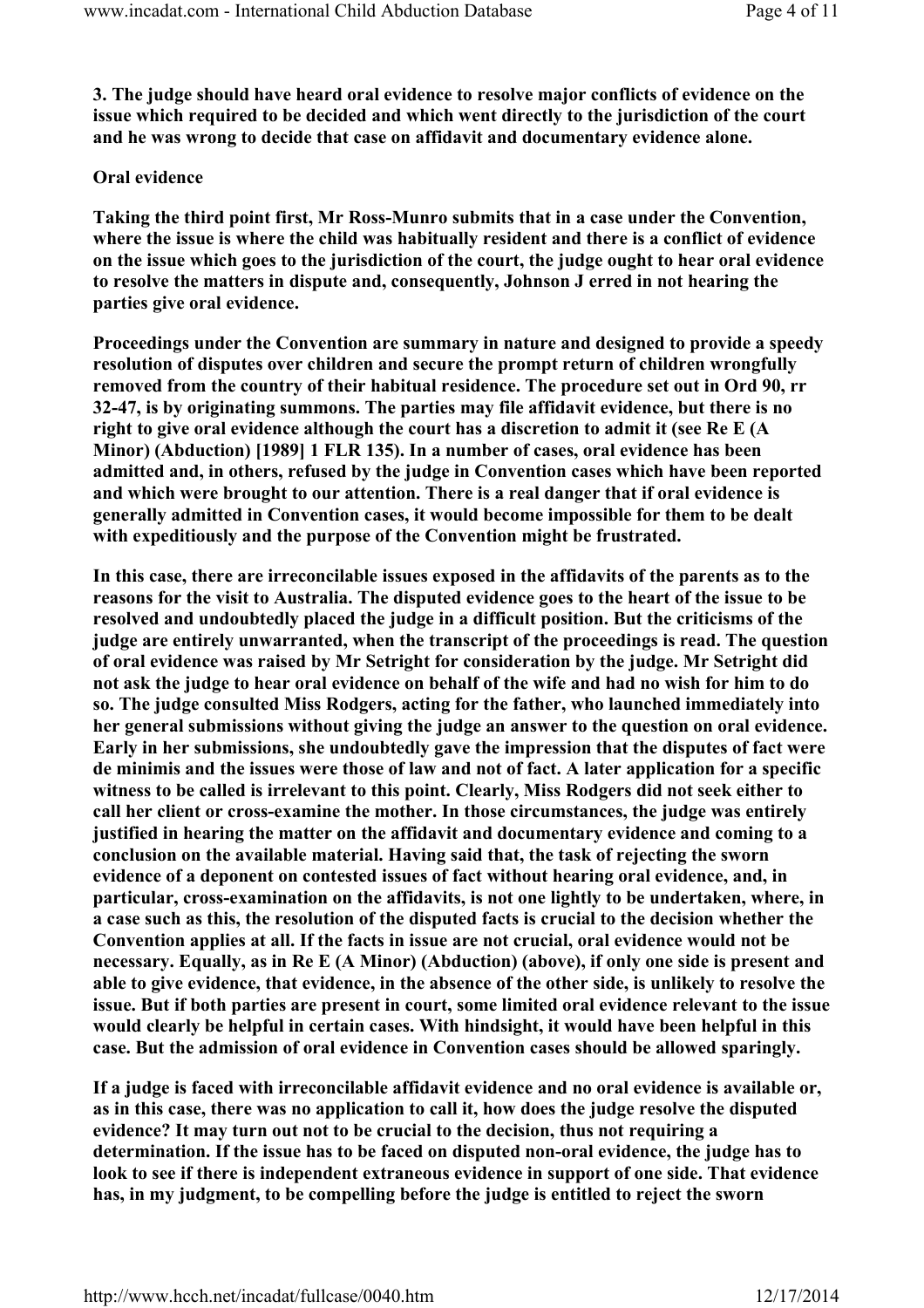**3. The judge should have heard oral evidence to resolve major conflicts of evidence on the issue which required to be decided and which went directly to the jurisdiction of the court and he was wrong to decide that case on affidavit and documentary evidence alone.**

**Oral evidence**

**Taking the third point first, Mr Ross-Munro submits that in a case under the Convention, where the issue is where the child was habitually resident and there is a conflict of evidence on the issue which goes to the jurisdiction of the court, the judge ought to hear oral evidence to resolve the matters in dispute and, consequently, Johnson J erred in not hearing the parties give oral evidence.**

**Proceedings under the Convention are summary in nature and designed to provide a speedy resolution of disputes over children and secure the prompt return of children wrongfully removed from the country of their habitual residence. The procedure set out in Ord 90, rr 32-47, is by originating summons. The parties may file affidavit evidence, but there is no right to give oral evidence although the court has a discretion to admit it (see Re E (A Minor) (Abduction) [1989] 1 FLR 135). In a number of cases, oral evidence has been admitted and, in others, refused by the judge in Convention cases which have been reported and which were brought to our attention. There is a real danger that if oral evidence is generally admitted in Convention cases, it would become impossible for them to be dealt with expeditiously and the purpose of the Convention might be frustrated.**

**In this case, there are irreconcilable issues exposed in the affidavits of the parents as to the reasons for the visit to Australia. The disputed evidence goes to the heart of the issue to be resolved and undoubtedly placed the judge in a difficult position. But the criticisms of the judge are entirely unwarranted, when the transcript of the proceedings is read. The question of oral evidence was raised by Mr Setright for consideration by the judge. Mr Setright did not ask the judge to hear oral evidence on behalf of the wife and had no wish for him to do so. The judge consulted Miss Rodgers, acting for the father, who launched immediately into her general submissions without giving the judge an answer to the question on oral evidence. Early in her submissions, she undoubtedly gave the impression that the disputes of fact were de minimis and the issues were those of law and not of fact. A later application for a specific witness to be called is irrelevant to this point. Clearly, Miss Rodgers did not seek either to call her client or cross-examine the mother. In those circumstances, the judge was entirely justified in hearing the matter on the affidavit and documentary evidence and coming to a conclusion on the available material. Having said that, the task of rejecting the sworn evidence of a deponent on contested issues of fact without hearing oral evidence, and, in particular, cross-examination on the affidavits, is not one lightly to be undertaken, where, in a case such as this, the resolution of the disputed facts is crucial to the decision whether the Convention applies at all. If the facts in issue are not crucial, oral evidence would not be necessary. Equally, as in Re E (A Minor) (Abduction) (above), if only one side is present and able to give evidence, that evidence, in the absence of the other side, is unlikely to resolve the issue. But if both parties are present in court, some limited oral evidence relevant to the issue would clearly be helpful in certain cases. With hindsight, it would have been helpful in this case. But the admission of oral evidence in Convention cases should be allowed sparingly.**

**If a judge is faced with irreconcilable affidavit evidence and no oral evidence is available or, as in this case, there was no application to call it, how does the judge resolve the disputed evidence? It may turn out not to be crucial to the decision, thus not requiring a determination. If the issue has to be faced on disputed non-oral evidence, the judge has to look to see if there is independent extraneous evidence in support of one side. That evidence has, in my judgment, to be compelling before the judge is entitled to reject the sworn**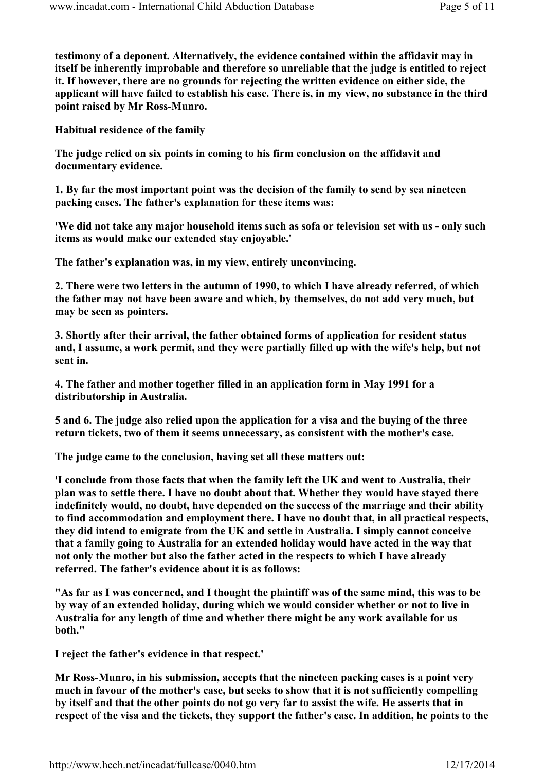testimony of a deponent. Alternatively, the evidence contained within the affidavit may in itself be inherently improbable and therefore so unreliable that the judge is entitled to reject it. If however, there are no grounds for rejecting the written evidence on either side, the applicant will have failed to establish his case. There is, in my view, no substance in the third point raised by Mr Ross-Munro.

**Habitual residence of the family**

The judge relied on six points in coming to his firm conclusion on the affidavit and documentary evidence.

1. By far the most important point was the decision of the family to send by sea nineteen packing cases. The father's explanation for these items was:

'We did not take any major household items such as sofa or television set with us - only such items as would make our extended stay enjoyable.'

The father's explanation was, in my view, entirely unconvincing.

2. There were two letters in the autumn of 1990, to which I have already referred, of which the father may not have been aware and which, by themselves, do not add very much, but may be seen as pointers.

3. Shortly after their arrival, the father obtained forms of application for resident status and, I assume, a work permit, and they were partially filled up with the wife's help, but not sent in.

4. The father and mother together filled in an application form in May 1991 for a distributorship in Australia.

5 and 6. The judge also relied upon the application for a visa and the buying of the three return tickets, two of them it seems unnecessary, as consistent with the mother's case.

The judge came to the conclusion, having set all these matters out:

'I conclude from those facts that when the family left the UK and went to Australia, their plan was to settle there. I have no doubt about that. Whether they would have stayed there indefinitely would, no doubt, have depended on the success of the marriage and their ability to find accommodation and employment there. I have no doubt that, in all practical respects, they did intend to emigrate from the UK and settle in Australia. I simply cannot conceive that a family going to Australia for an extended holiday would have acted in the way that not only the mother but also the father acted in the respects to which I have already referred. The father's evidence about it is as follows:

"As far as I was concerned, and I thought the plaintiff was of the same mind, this was to be by way of an extended holiday, during which we would consider whether or not to live in Australia for any length of time and whether there might be any work available for us both."

I reject the father's evidence in that respect.'

Mr Ross-Munro, in his submission, accepts that the nineteen packing cases is a point very much in favour of the mother's case, but seeks to show that it is not sufficiently compelling by itself and that the other points do not go very far to assist the wife. He asserts that in respect of the visa and the tickets, they support the father's case. In addition, he points to the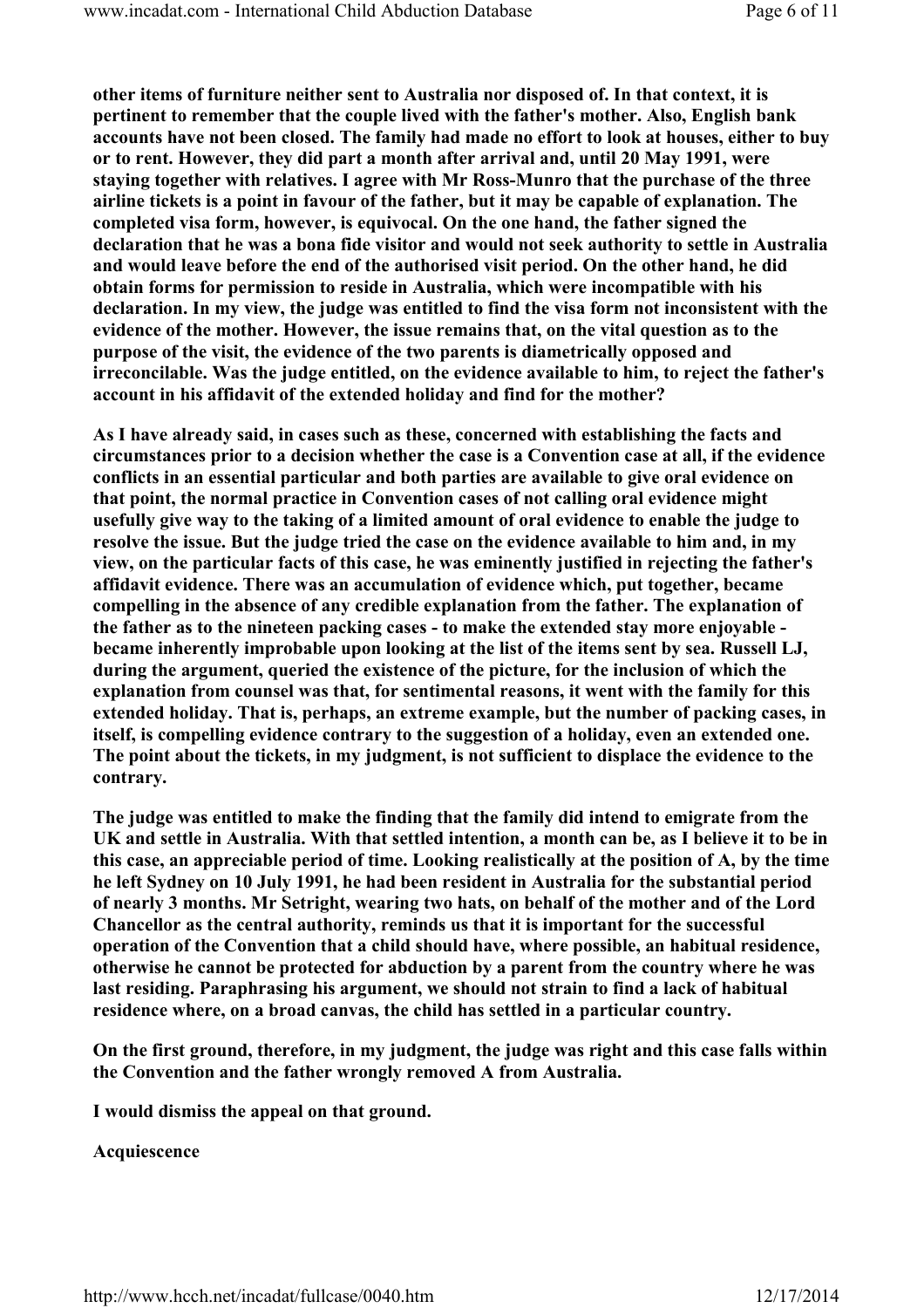**other items of furniture neither sent to Australia nor disposed of. In that context, it is pertinent to remember that the couple lived with the father's mother. Also, English bank accounts have not been closed. The family had made no effort to look at houses, either to buy or to rent. However, they did part a month after arrival and, until 20 May 1991, were staying together with relatives. I agree with Mr Ross-Munro that the purchase of the three airline tickets is a point in favour of the father, but it may be capable of explanation. The completed visa form, however, is equivocal. On the one hand, the father signed the declaration that he was a bona fide visitor and would not seek authority to settle in Australia and would leave before the end of the authorised visit period. On the other hand, he did obtain forms for permission to reside in Australia, which were incompatible with his declaration. In my view, the judge was entitled to find the visa form not inconsistent with the evidence of the mother. However, the issue remains that, on the vital question as to the purpose of the visit, the evidence of the two parents is diametrically opposed and irreconcilable. Was the judge entitled, on the evidence available to him, to reject the father's account in his affidavit of the extended holiday and find for the mother?**

**As I have already said, in cases such as these, concerned with establishing the facts and circumstances prior to a decision whether the case is a Convention case at all, if the evidence conflicts in an essential particular and both parties are available to give oral evidence on that point, the normal practice in Convention cases of not calling oral evidence might usefully give way to the taking of a limited amount of oral evidence to enable the judge to resolve the issue. But the judge tried the case on the evidence available to him and, in my view, on the particular facts of this case, he was eminently justified in rejecting the father's affidavit evidence. There was an accumulation of evidence which, put together, became compelling in the absence of any credible explanation from the father. The explanation of the father as to the nineteen packing cases - to make the extended stay more enjoyable - became inherently improbable upon looking at the list of the items sent by sea. Russell LJ, during the argument, queried the existence of the picture, for the inclusion of which the explanation from counsel was that, for sentimental reasons, it went with the family for this extended holiday. That is, perhaps, an extreme example, but the number of packing cases, in itself, is compelling evidence contrary to the suggestion of a holiday, even an extended one. The point about the tickets, in my judgment, is not sufficient to displace the evidence to the contrary.**

**The judge was entitled to make the finding that the family did intend to emigrate from the UK and settle in Australia. With that settled intention, a month can be, as I believe it to be in this case, an appreciable period of time. Looking realistically at the position of A, by the time he left Sydney on 10 July 1991, he had been resident in Australia for the substantial period of nearly 3 months. Mr Setright, wearing two hats, on behalf of the mother and of the Lord Chancellor as the central authority, reminds us that it is important for the successful operation of the Convention that a child should have, where possible, an habitual residence, otherwise he cannot be protected for abduction by a parent from the country where he was last residing. Paraphrasing his argument, we should not strain to find a lack of habitual residence where, on a broad canvas, the child has settled in a particular country.**

**On the first ground, therefore, in my judgment, the judge was right and this case falls within the Convention and the father wrongly removed A from Australia.**

**I would dismiss the appeal on that ground.**

**Acquiescence**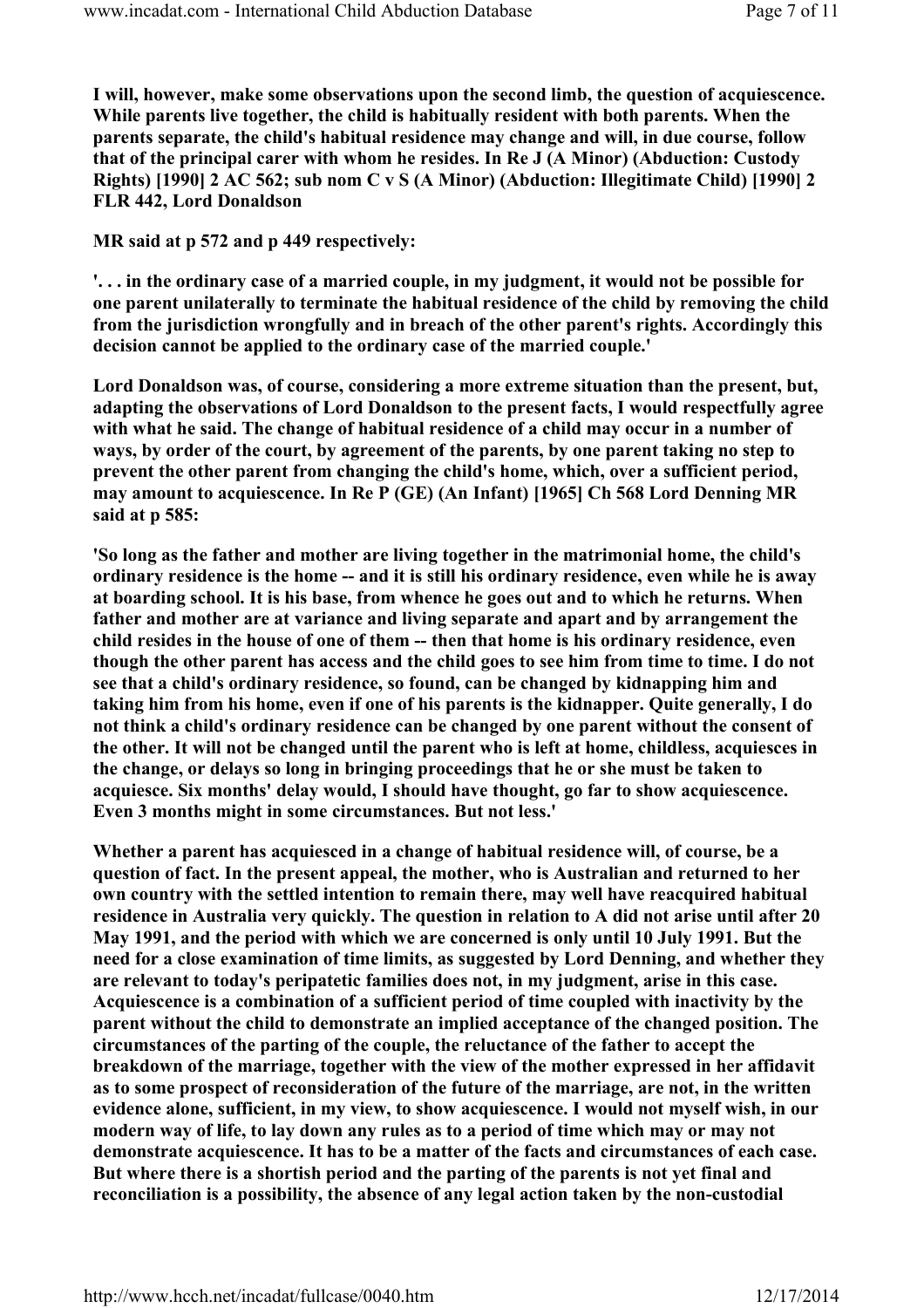**I will, however, make some observations upon the second limb, the question of acquiescence. While parents live together, the child is habitually resident with both parents. When the parents separate, the child's habitual residence may change and will, in due course, follow that of the principal carer with whom he resides. In Re J (A Minor) (Abduction: Custody Rights) [1990] 2 AC 562; sub nom C v S (A Minor) (Abduction: Illegitimate Child) [1990] 2 FLR 442, Lord Donaldson**

**MR said at p 572 and p 449 respectively:**

**'. . . in the ordinary case of a married couple, in my judgment, it would not be possible for one parent unilaterally to terminate the habitual residence of the child by removing the child from the jurisdiction wrongfully and in breach of the other parent's rights. Accordingly this decision cannot be applied to the ordinary case of the married couple.'**

**Lord Donaldson was, of course, considering a more extreme situation than the present, but, adapting the observations of Lord Donaldson to the present facts, I would respectfully agree with what he said. The change of habitual residence of a child may occur in a number of ways, by order of the court, by agreement of the parents, by one parent taking no step to prevent the other parent from changing the child's home, which, over a sufficient period, may amount to acquiescence. In Re P (GE) (An Infant) [1965] Ch 568 Lord Denning MR said at p 585:**

**'So long as the father and mother are living together in the matrimonial home, the child's ordinary residence is the home -- and it is still his ordinary residence, even while he is away at boarding school. It is his base, from whence he goes out and to which he returns. When father and mother are at variance and living separate and apart and by arrangement the child resides in the house of one of them -- then that home is his ordinary residence, even though the other parent has access and the child goes to see him from time to time. I do not see that a child's ordinary residence, so found, can be changed by kidnapping him and taking him from his home, even if one of his parents is the kidnapper. Quite generally, I do not think a child's ordinary residence can be changed by one parent without the consent of the other. It will not be changed until the parent who is left at home, childless, acquiesces in the change, or delays so long in bringing proceedings that he or she must be taken to acquiesce. Six months' delay would, I should have thought, go far to show acquiescence. Even 3 months might in some circumstances. But not less.'**

**Whether a parent has acquiesced in a change of habitual residence will, of course, be a question of fact. In the present appeal, the mother, who is Australian and returned to her own country with the settled intention to remain there, may well have reacquired habitual residence in Australia very quickly. The question in relation to A did not arise until after 20 May 1991, and the period with which we are concerned is only until 10 July 1991. But the need for a close examination of time limits, as suggested by Lord Denning, and whether they are relevant to today's peripatetic families does not, in my judgment, arise in this case. Acquiescence is a combination of a sufficient period of time coupled with inactivity by the parent without the child to demonstrate an implied acceptance of the changed position. The circumstances of the parting of the couple, the reluctance of the father to accept the breakdown of the marriage, together with the view of the mother expressed in her affidavit as to some prospect of reconsideration of the future of the marriage, are not, in the written evidence alone, sufficient, in my view, to show acquiescence. I would not myself wish, in our modern way of life, to lay down any rules as to a period of time which may or may not demonstrate acquiescence. It has to be a matter of the facts and circumstances of each case. But where there is a shortish period and the parting of the parents is not yet final and reconciliation is a possibility, the absence of any legal action taken by the non-custodial**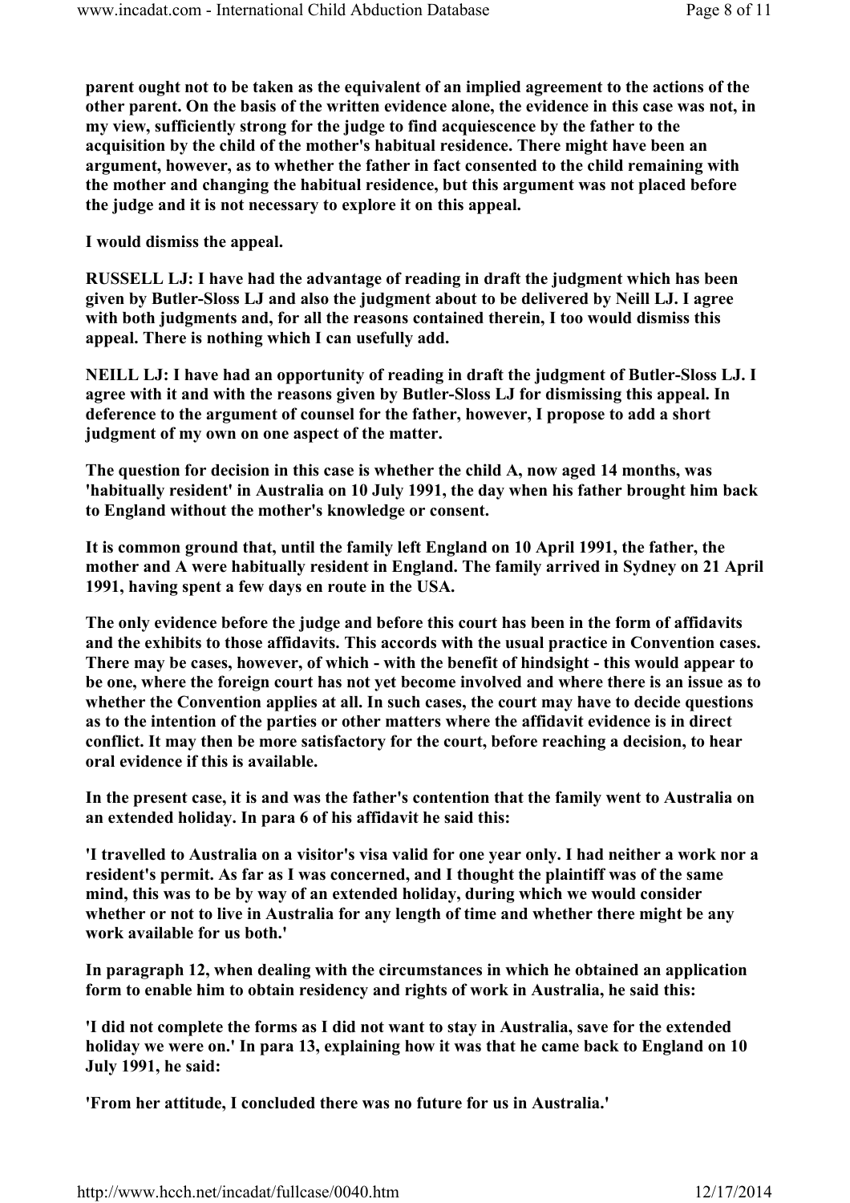**parent ought not to be taken as the equivalent of an implied agreement to the actions of the other parent. On the basis of the written evidence alone, the evidence in this case was not, in my view, sufficiently strong for the judge to find acquiescence by the father to the acquisition by the child of the mother's habitual residence. There might have been an argument, however, as to whether the father in fact consented to the child remaining with the mother and changing the habitual residence, but this argument was not placed before the judge and it is not necessary to explore it on this appeal.**

**I would dismiss the appeal.**

**RUSSELL LJ: I have had the advantage of reading in draft the judgment which has been given by Butler-Sloss LJ and also the judgment about to be delivered by Neill LJ. I agree with both judgments and, for all the reasons contained therein, I too would dismiss this appeal. There is nothing which I can usefully add.**

**NEILL LJ: I have had an opportunity of reading in draft the judgment of Butler-Sloss LJ. I agree with it and with the reasons given by Butler-Sloss LJ for dismissing this appeal. In deference to the argument of counsel for the father, however, I propose to add a short judgment of my own on one aspect of the matter.**

**The question for decision in this case is whether the child A, now aged 14 months, was 'habitually resident' in Australia on 10 July 1991, the day when his father brought him back to England without the mother's knowledge or consent.**

**It is common ground that, until the family left England on 10 April 1991, the father, the mother and A were habitually resident in England. The family arrived in Sydney on 21 April 1991, having spent a few days en route in the USA.**

**The only evidence before the judge and before this court has been in the form of affidavits and the exhibits to those affidavits. This accords with the usual practice in Convention cases. There may be cases, however, of which - with the benefit of hindsight - this would appear to be one, where the foreign court has not yet become involved and where there is an issue as to whether the Convention applies at all. In such cases, the court may have to decide questions as to the intention of the parties or other matters where the affidavit evidence is in direct conflict. It may then be more satisfactory for the court, before reaching a decision, to hear oral evidence if this is available.**

**In the present case, it is and was the father's contention that the family went to Australia on an extended holiday. In para 6 of his affidavit he said this:**

**'I travelled to Australia on a visitor's visa valid for one year only. I had neither a work nor a resident's permit. As far as I was concerned, and I thought the plaintiff was of the same mind, this was to be by way of an extended holiday, during which we would consider whether or not to live in Australia for any length of time and whether there might be any work available for us both.'**

**In paragraph 12, when dealing with the circumstances in which he obtained an application form to enable him to obtain residency and rights of work in Australia, he said this:**

**'I did not complete the forms as I did not want to stay in Australia, save for the extended holiday we were on.' In para 13, explaining how it was that he came back to England on 10 July 1991, he said:**

**'From her attitude, I concluded there was no future for us in Australia.'**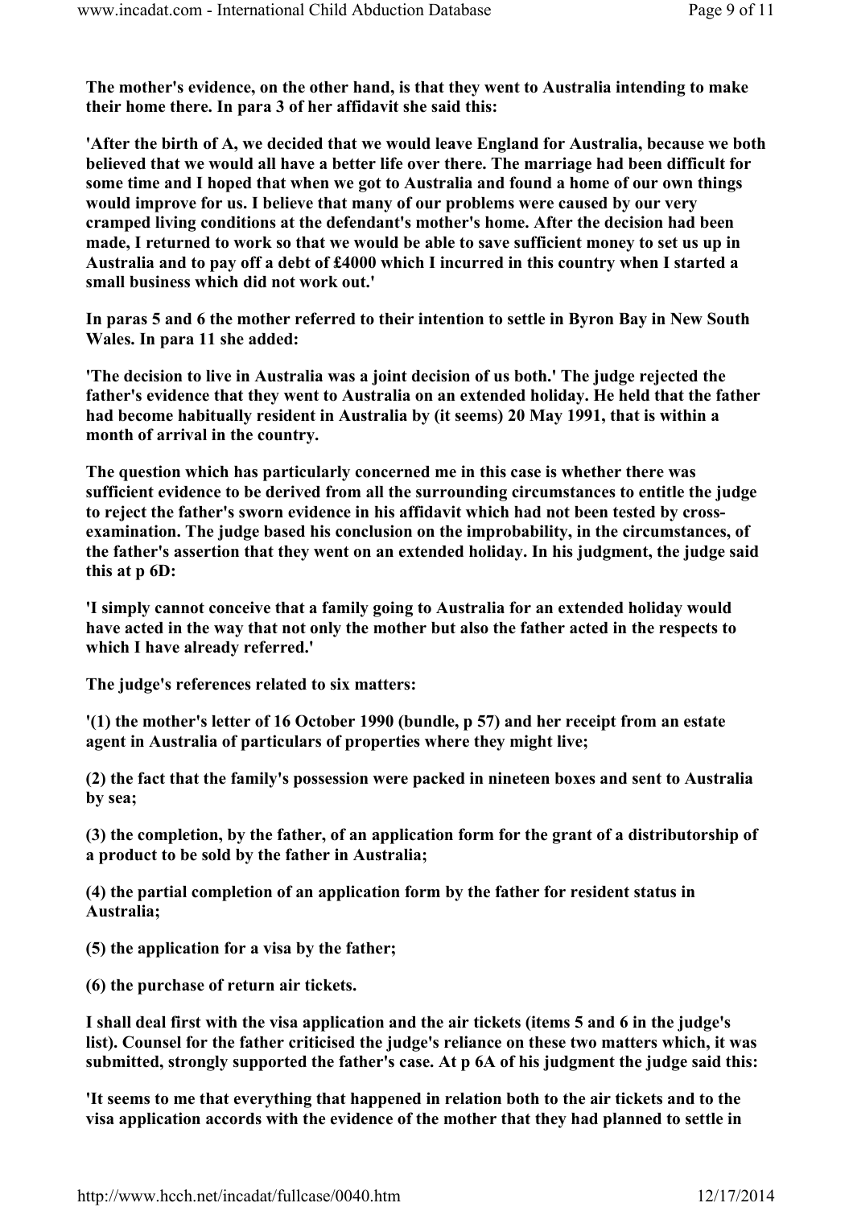The mother's evidence, on the other hand, is that they went to Australia intending to make their home there. In para 3 of her affidavit she said this:

'After the birth of A, we decided that we would leave England for Australia, because we both believed that we would all have a better life over there. The marriage had been difficult for some time and I hoped that when we got to Australia and found a home of our own things would improve for us. I believe that many of our problems were caused by our very cramped living conditions at the defendant's mother's home. After the decision had been made, I returned to work so that we would be able to save sufficient money to set us up in Australia and to pay off a debt of £4000 which I incurred in this country when I started a small business which did not work out.'

In paras 5 and 6 the mother referred to their intention to settle in Byron Bay in New South Wales. In para 11 she added:

'The decision to live in Australia was a joint decision of us both.' The judge rejected the father's evidence that they went to Australia on an extended holiday. He held that the father had become habitually resident in Australia by (it seems) 20 May 1991, that is within a month of arrival in the country.

The question which has particularly concerned me in this case is whether there was sufficient evidence to be derived from all the surrounding circumstances to entitle the judge to reject the father's sworn evidence in his affidavit which had not been tested by cross-examination. The judge based his conclusion on the improbability, in the circumstances, of the father's assertion that they went on an extended holiday. In his judgment, the judge said this at p 6D:

'I simply cannot conceive that a family going to Australia for an extended holiday would have acted in the way that not only the mother but also the father acted in the respects to which I have already referred.'

The judge's references related to six matters:

'(1) the mother's letter of 16 October 1990 (bundle, p 57) and her receipt from an estate agent in Australia of particulars of properties where they might live;

(2) the fact that the family's possession were packed in nineteen boxes and sent to Australia by sea;

(3) the completion, by the father, of an application form for the grant of a distributorship of a product to be sold by the father in Australia;

(4) the partial completion of an application form by the father for resident status in Australia;

(5) the application for a visa by the father;

(6) the purchase of return air tickets.

I shall deal first with the visa application and the air tickets (items 5 and 6 in the judge's list). Counsel for the father criticised the judge's reliance on these two matters which, it was submitted, strongly supported the father's case. At p 6A of his judgment the judge said this:

'It seems to me that everything that happened in relation both to the air tickets and to the visa application accords with the evidence of the mother that they had planned to settle in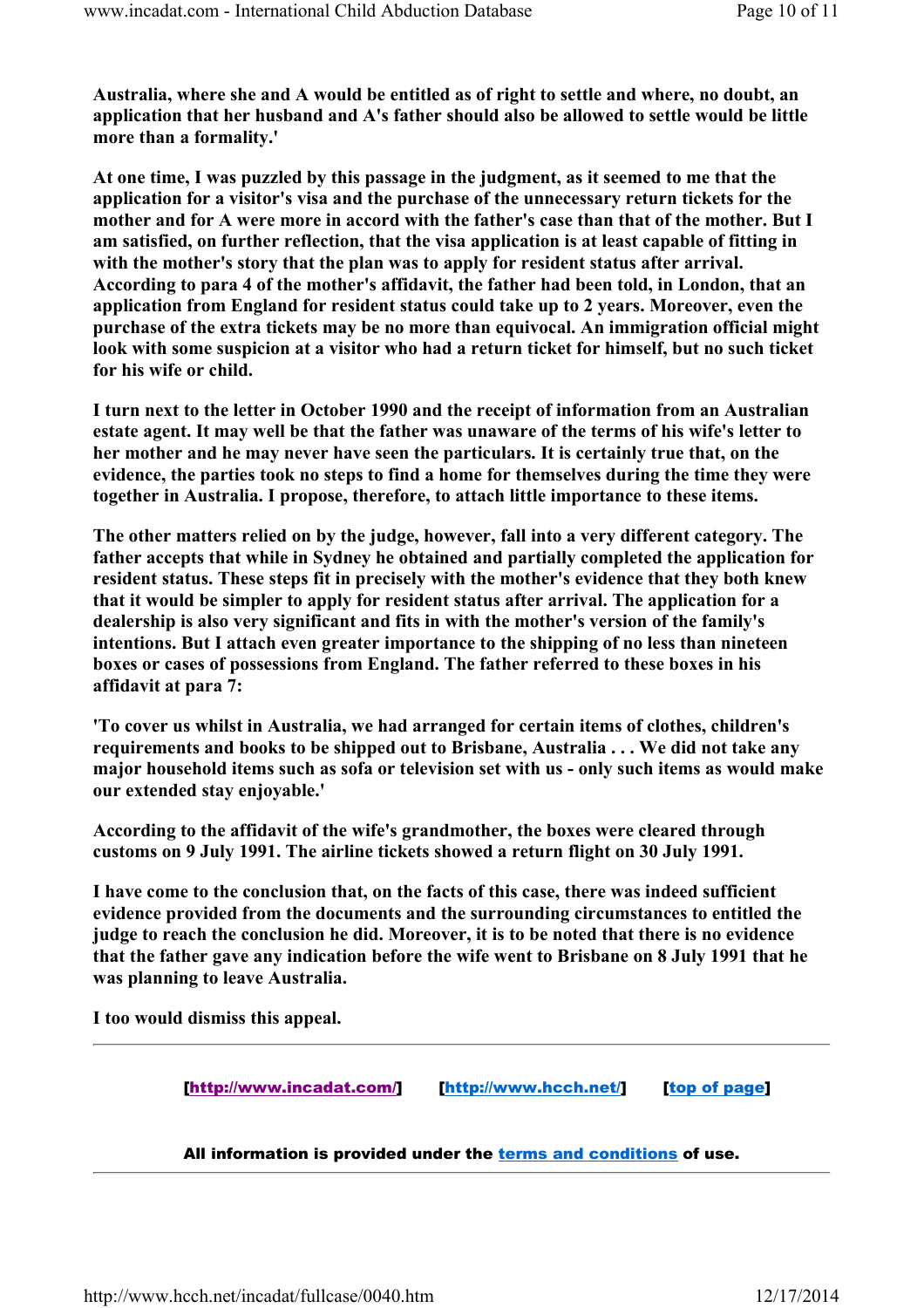**Australia, where she and A would be entitled as of right to settle and where, no doubt, an application that her husband and A's father should also be allowed to settle would be little more than a formality.'**

**At one time, I was puzzled by this passage in the judgment, as it seemed to me that the application for a visitor's visa and the purchase of the unnecessary return tickets for the mother and for A were more in accord with the father's case than that of the mother. But I am satisfied, on further reflection, that the visa application is at least capable of fitting in with the mother's story that the plan was to apply for resident status after arrival. According to para 4 of the mother's affidavit, the father had been told, in London, that an application from England for resident status could take up to 2 years. Moreover, even the purchase of the extra tickets may be no more than equivocal. An immigration official might look with some suspicion at a visitor who had a return ticket for himself, but no such ticket for his wife or child.**

**I turn next to the letter in October 1990 and the receipt of information from an Australian estate agent. It may well be that the father was unaware of the terms of his wife's letter to her mother and he may never have seen the particulars. It is certainly true that, on the evidence, the parties took no steps to find a home for themselves during the time they were together in Australia. I propose, therefore, to attach little importance to these items.**

**The other matters relied on by the judge, however, fall into a very different category. The father accepts that while in Sydney he obtained and partially completed the application for resident status. These steps fit in precisely with the mother's evidence that they both knew that it would be simpler to apply for resident status after arrival. The application for a dealership is also very significant and fits in with the mother's version of the family's intentions. But I attach even greater importance to the shipping of no less than nineteen boxes or cases of possessions from England. The father referred to these boxes in his affidavit at para 7:**

**'To cover us whilst in Australia, we had arranged for certain items of clothes, children's requirements and books to be shipped out to Brisbane, Australia . . . We did not take any major household items such as sofa or television set with us - only such items as would make our extended stay enjoyable.'**

**According to the affidavit of the wife's grandmother, the boxes were cleared through customs on 9 July 1991. The airline tickets showed a return flight on 30 July 1991.**

**I have come to the conclusion that, on the facts of this case, there was indeed sufficient evidence provided from the documents and the surrounding circumstances to entitled the judge to reach the conclusion he did. Moreover, it is to be noted that there is no evidence that the father gave any indication before the wife went to Brisbane on 8 July 1991 that he was planning to leave Australia.**

**I too would dismiss this appeal.**

---

[http://www.incadat.com/] [http://www.hcch.net/] [top of page]

**All information is provided under the terms and conditions of use.**

---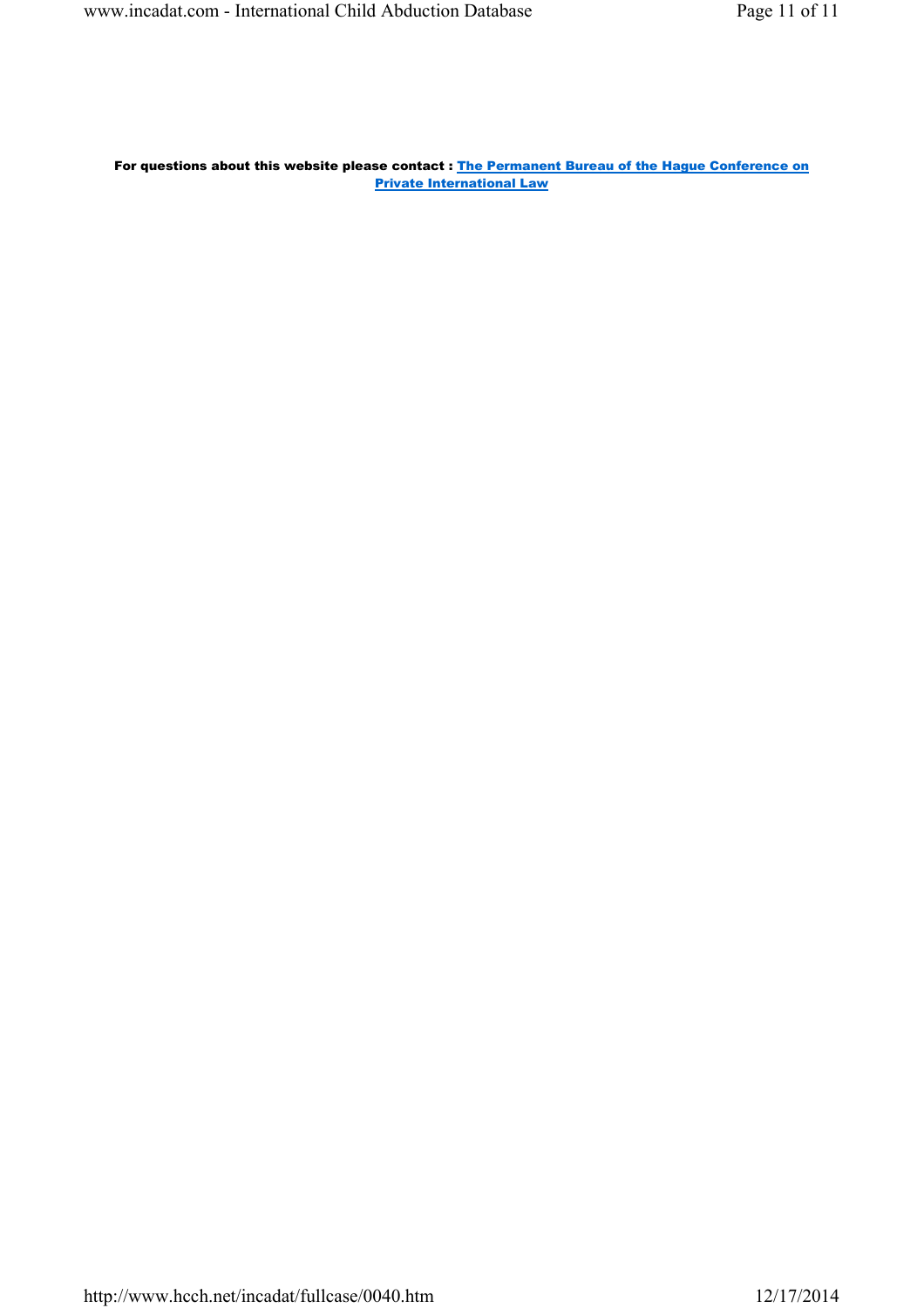**For questions about this website please contact : The Permanent Bureau of the Hague Conference on Private International Law**